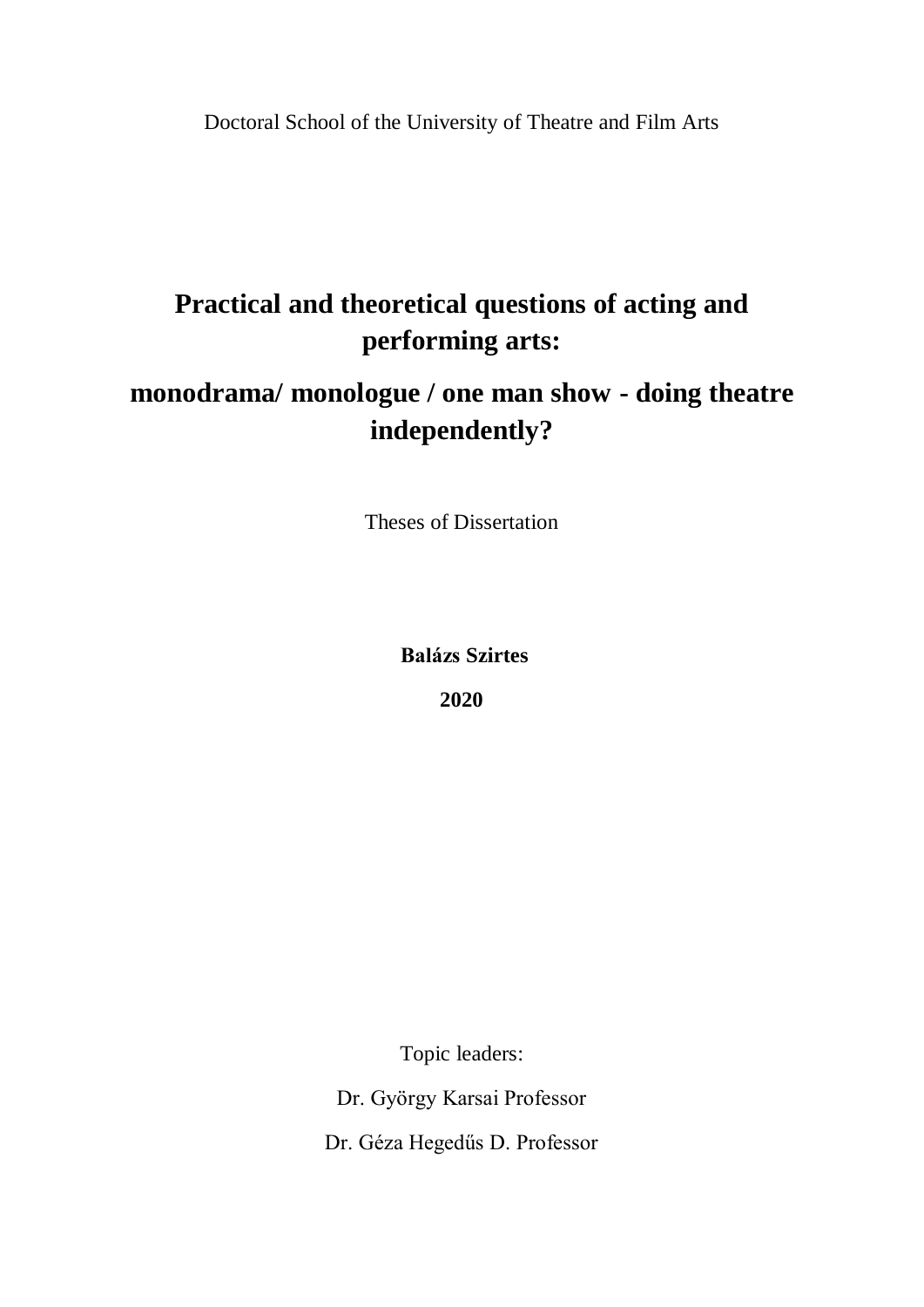Doctoral School of the University of Theatre and Film Arts

# Practical and theoretical questions of acting and performing arts:

# monodrama/ monologue / one man show - doing theatre independently?

Theses of Dissertation

**Balázs Szirtes**

**2020**

Topic leaders:

Dr. György Karsai Professor

Dr. Géza Hegedűs D. Professor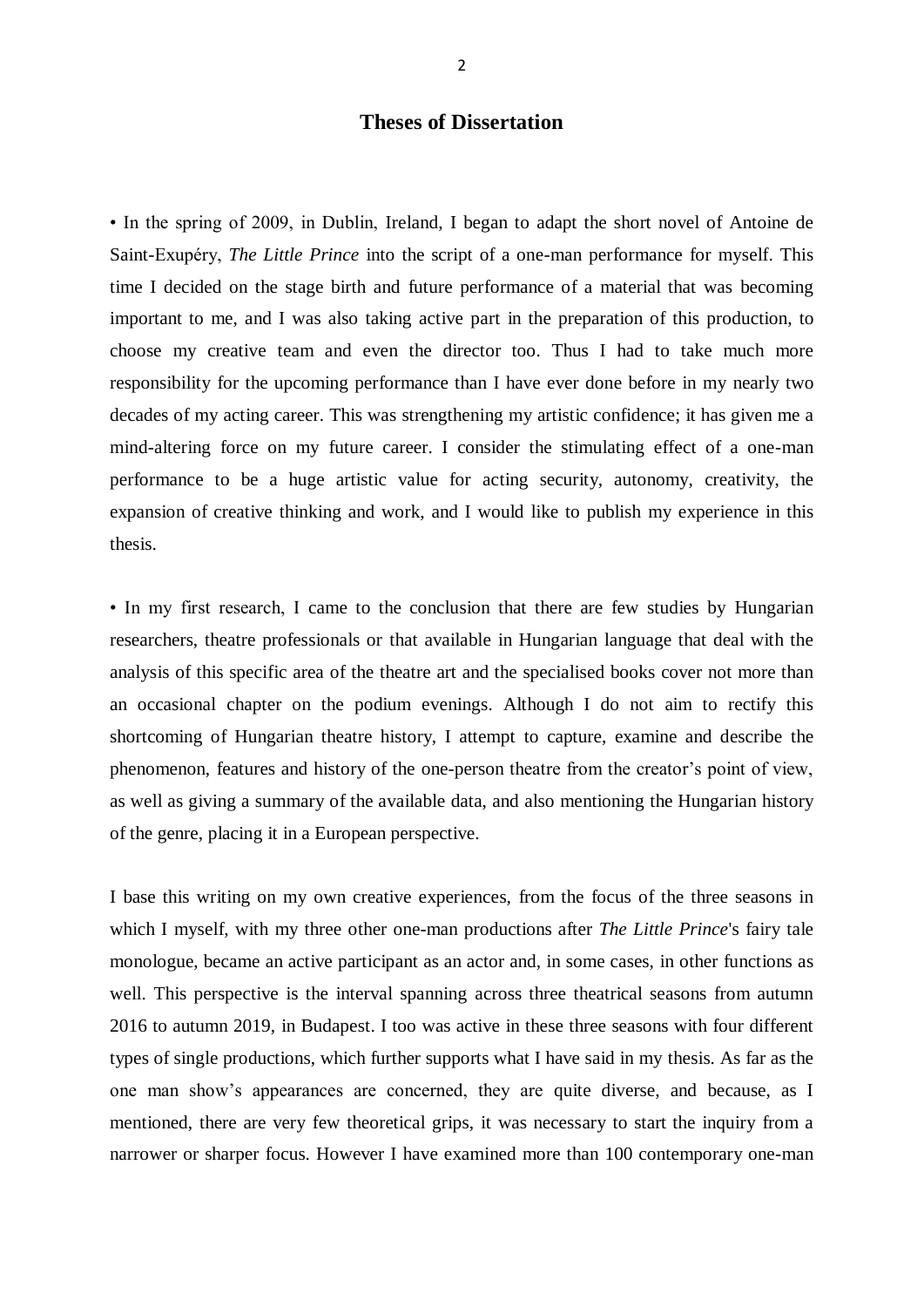## Theses of Dissertation

• In the spring of 2009, in Dublin, Ireland, I began to adapt the short novel of Antoine de Saint-Exupéry, *The Little Prince* into the script of a one-man performance for myself. This time I decided on the stage birth and future performance of a material that was becoming important to me, and I was also taking active part in the preparation of this production, to choose my creative team and even the director too. Thus I had to take much more responsibility for the upcoming performance than I have ever done before in my nearly two decades of my acting career. This was strengthening my artistic confidence; it has given me a mind-altering force on my future career. I consider the stimulating effect of a one-man performance to be a huge artistic value for acting security, autonomy, creativity, the expansion of creative thinking and work, and I would like to publish my experience in this thesis.

• In my first research, I came to the conclusion that there are few studies by Hungarian researchers, theatre professionals or that available in Hungarian language that deal with the analysis of this specific area of the theatre art and the specialised books cover not more than an occasional chapter on the podium evenings. Although I do not aim to rectify this shortcoming of Hungarian theatre history, I attempt to capture, examine and describe the phenomenon, features and history of the one-person theatre from the creator's point of view, as well as giving a summary of the available data, and also mentioning the Hungarian history of the genre, placing it in a European perspective.

I base this writing on my own creative experiences, from the focus of the three seasons in which I myself, with my three other one-man productions after *The Little Prince*'s fairy tale monologue, became an active participant as an actor and, in some cases, in other functions as well. This perspective is the interval spanning across three theatrical seasons from autumn 2016 to autumn 2019, in Budapest. I too was active in these three seasons with four different types of single productions, which further supports what I have said in my thesis. As far as the one man show's appearances are concerned, they are quite diverse, and because, as I mentioned, there are very few theoretical grips, it was necessary to start the inquiry from a narrower or sharper focus. However I have examined more than 100 contemporary one-man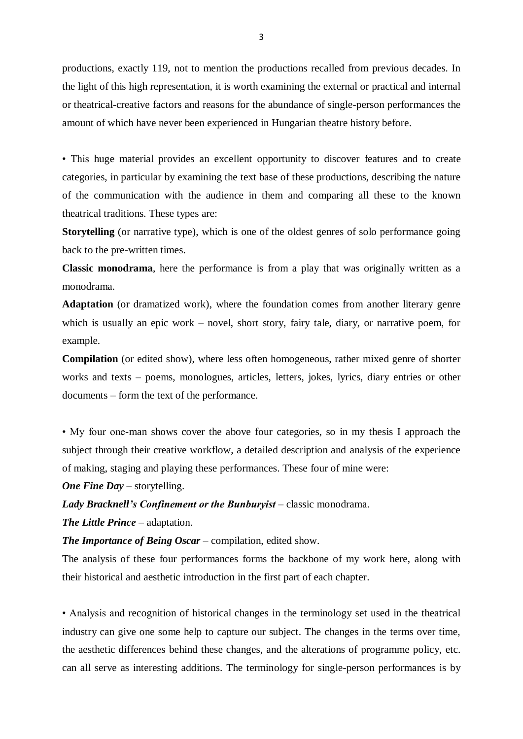productions, exactly 119, not to mention the productions recalled from previous decades. In the light of this high representation, it is worth examining the external or practical and internal or theatrical-creative factors and reasons for the abundance of single-person performances the amount of which have never been experienced in Hungarian theatre history before.

• This huge material provides an excellent opportunity to discover features and to create categories, in particular by examining the text base of these productions, describing the nature of the communication with the audience in them and comparing all these to the known theatrical traditions. These types are:

**Storytelling** (or narrative type), which is one of the oldest genres of solo performance going back to the pre-written times.

**Classic monodrama**, here the performance is from a play that was originally written as a monodrama.

**Adaptation** (or dramatized work), where the foundation comes from another literary genre which is usually an epic work – novel, short story, fairy tale, diary, or narrative poem, for example.

**Compilation** (or edited show), where less often homogeneous, rather mixed genre of shorter works and texts – poems, monologues, articles, letters, jokes, lyrics, diary entries or other documents – form the text of the performance.

• My four one-man shows cover the above four categories, so in my thesis I approach the subject through their creative workflow, a detailed description and analysis of the experience of making, staging and playing these performances. These four of mine were:

***One Fine Day*** – storytelling.

***Lady Bracknell's Confinement or the Bunburyist*** – classic monodrama.

***The Little Prince*** – adaptation.

***The Importance of Being Oscar*** – compilation, edited show.

The analysis of these four performances forms the backbone of my work here, along with their historical and aesthetic introduction in the first part of each chapter.

• Analysis and recognition of historical changes in the terminology set used in the theatrical industry can give one some help to capture our subject. The changes in the terms over time, the aesthetic differences behind these changes, and the alterations of programme policy, etc. can all serve as interesting additions. The terminology for single-person performances is by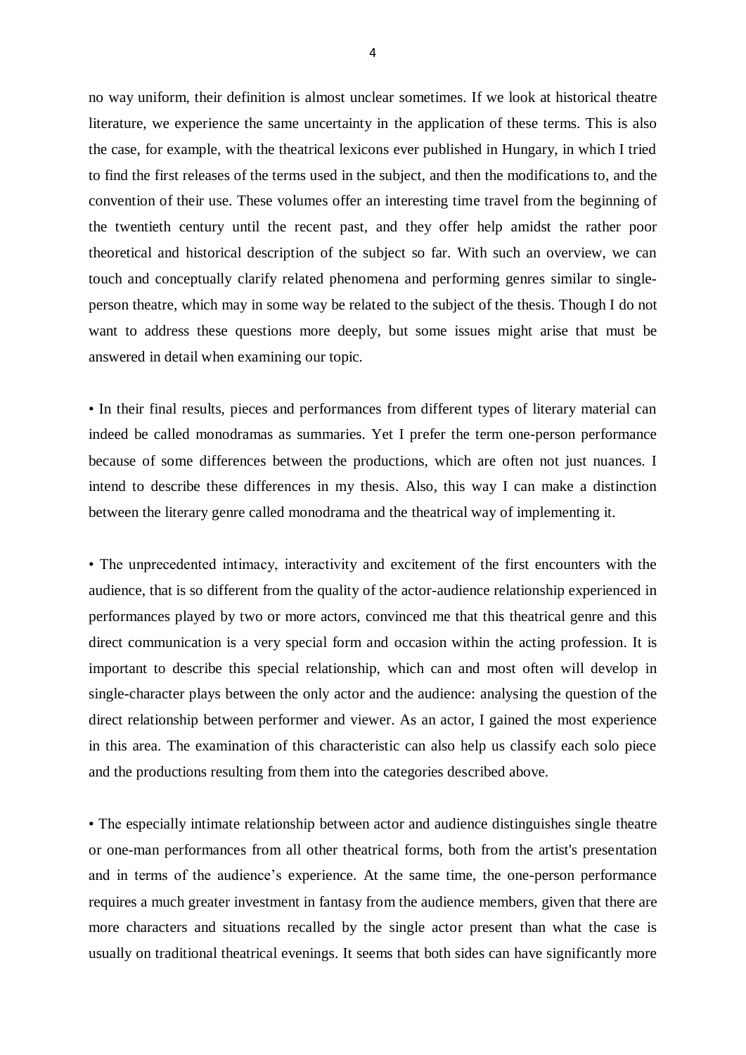no way uniform, their definition is almost unclear sometimes. If we look at historical theatre literature, we experience the same uncertainty in the application of these terms. This is also the case, for example, with the theatrical lexicons ever published in Hungary, in which I tried to find the first releases of the terms used in the subject, and then the modifications to, and the convention of their use. These volumes offer an interesting time travel from the beginning of the twentieth century until the recent past, and they offer help amidst the rather poor theoretical and historical description of the subject so far. With such an overview, we can touch and conceptually clarify related phenomena and performing genres similar to single-person theatre, which may in some way be related to the subject of the thesis. Though I do not want to address these questions more deeply, but some issues might arise that must be answered in detail when examining our topic.

• In their final results, pieces and performances from different types of literary material can indeed be called monodramas as summaries. Yet I prefer the term one-person performance because of some differences between the productions, which are often not just nuances. I intend to describe these differences in my thesis. Also, this way I can make a distinction between the literary genre called monodrama and the theatrical way of implementing it.

• The unprecedented intimacy, interactivity and excitement of the first encounters with the audience, that is so different from the quality of the actor-audience relationship experienced in performances played by two or more actors, convinced me that this theatrical genre and this direct communication is a very special form and occasion within the acting profession. It is important to describe this special relationship, which can and most often will develop in single-character plays between the only actor and the audience: analysing the question of the direct relationship between performer and viewer. As an actor, I gained the most experience in this area. The examination of this characteristic can also help us classify each solo piece and the productions resulting from them into the categories described above.

• The especially intimate relationship between actor and audience distinguishes single theatre or one-man performances from all other theatrical forms, both from the artist's presentation and in terms of the audience's experience. At the same time, the one-person performance requires a much greater investment in fantasy from the audience members, given that there are more characters and situations recalled by the single actor present than what the case is usually on traditional theatrical evenings. It seems that both sides can have significantly more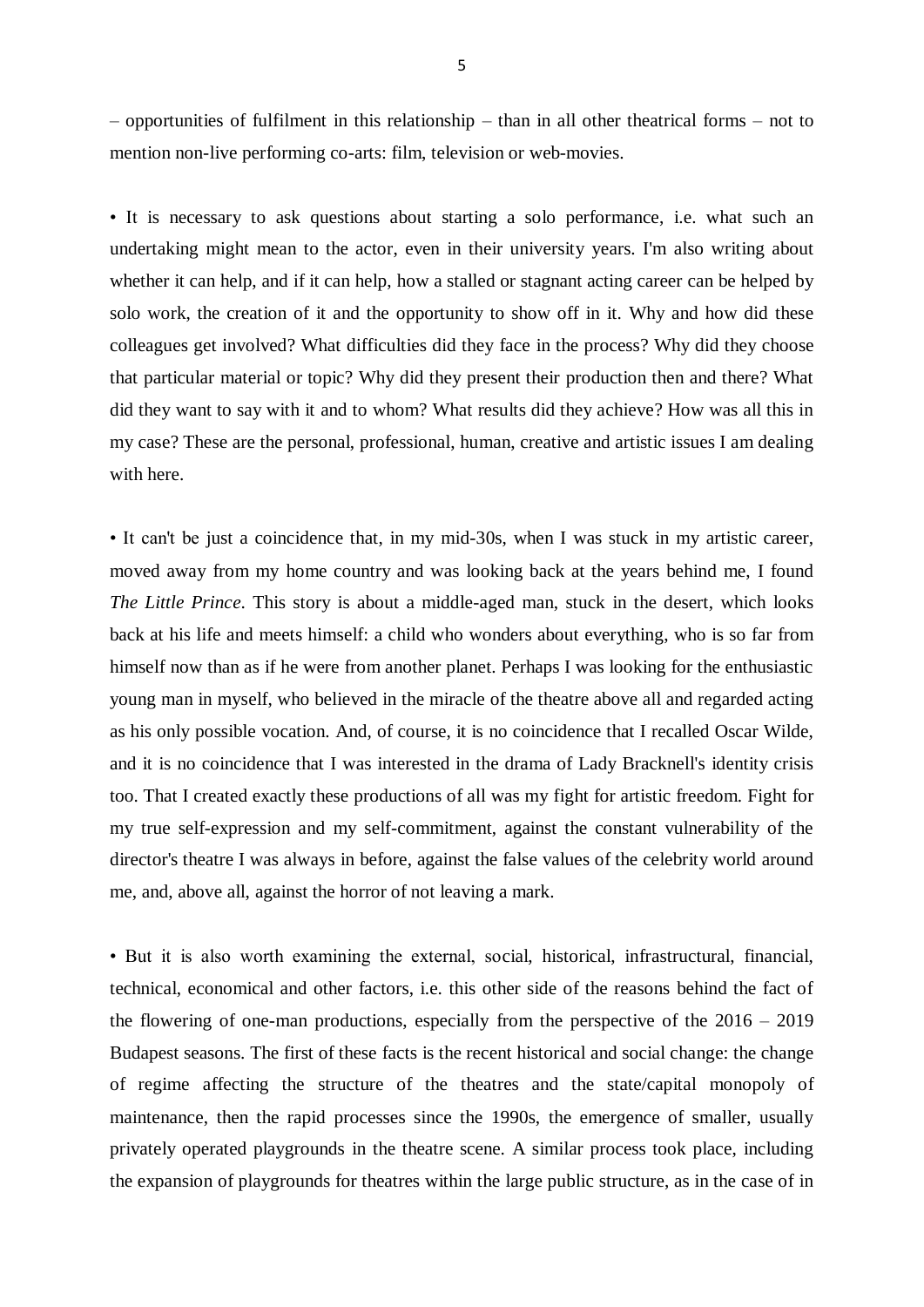– opportunities of fulfilment in this relationship – than in all other theatrical forms – not to mention non-live performing co-arts: film, television or web-movies.

• It is necessary to ask questions about starting a solo performance, i.e. what such an undertaking might mean to the actor, even in their university years. I'm also writing about whether it can help, and if it can help, how a stalled or stagnant acting career can be helped by solo work, the creation of it and the opportunity to show off in it. Why and how did these colleagues get involved? What difficulties did they face in the process? Why did they choose that particular material or topic? Why did they present their production then and there? What did they want to say with it and to whom? What results did they achieve? How was all this in my case? These are the personal, professional, human, creative and artistic issues I am dealing with here.

• It can't be just a coincidence that, in my mid-30s, when I was stuck in my artistic career, moved away from my home country and was looking back at the years behind me, I found *The Little Prince*. This story is about a middle-aged man, stuck in the desert, which looks back at his life and meets himself: a child who wonders about everything, who is so far from himself now than as if he were from another planet. Perhaps I was looking for the enthusiastic young man in myself, who believed in the miracle of the theatre above all and regarded acting as his only possible vocation. And, of course, it is no coincidence that I recalled Oscar Wilde, and it is no coincidence that I was interested in the drama of Lady Bracknell's identity crisis too. That I created exactly these productions of all was my fight for artistic freedom. Fight for my true self-expression and my self-commitment, against the constant vulnerability of the director's theatre I was always in before, against the false values of the celebrity world around me, and, above all, against the horror of not leaving a mark.

• But it is also worth examining the external, social, historical, infrastructural, financial, technical, economical and other factors, i.e. this other side of the reasons behind the fact of the flowering of one-man productions, especially from the perspective of the 2016 – 2019 Budapest seasons. The first of these facts is the recent historical and social change: the change of regime affecting the structure of the theatres and the state/capital monopoly of maintenance, then the rapid processes since the 1990s, the emergence of smaller, usually privately operated playgrounds in the theatre scene. A similar process took place, including the expansion of playgrounds for theatres within the large public structure, as in the case of in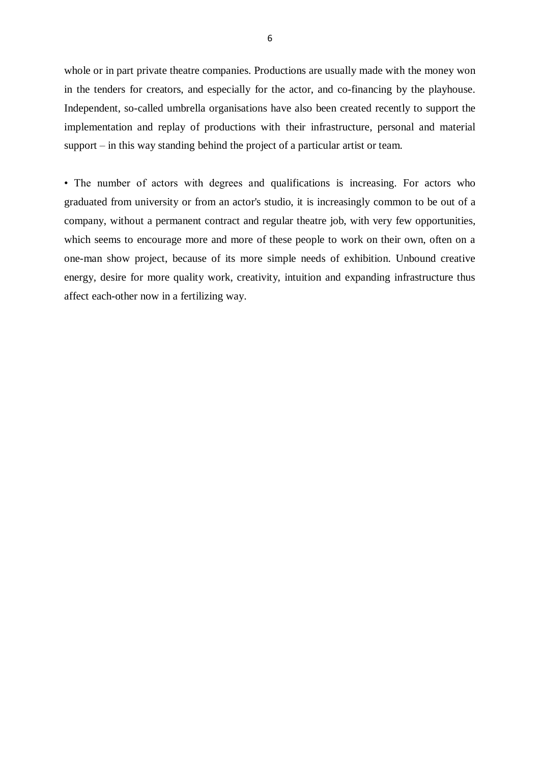whole or in part private theatre companies. Productions are usually made with the money won in the tenders for creators, and especially for the actor, and co-financing by the playhouse. Independent, so-called umbrella organisations have also been created recently to support the implementation and replay of productions with their infrastructure, personal and material support – in this way standing behind the project of a particular artist or team.

• The number of actors with degrees and qualifications is increasing. For actors who graduated from university or from an actor's studio, it is increasingly common to be out of a company, without a permanent contract and regular theatre job, with very few opportunities, which seems to encourage more and more of these people to work on their own, often on a one-man show project, because of its more simple needs of exhibition. Unbound creative energy, desire for more quality work, creativity, intuition and expanding infrastructure thus affect each-other now in a fertilizing way.